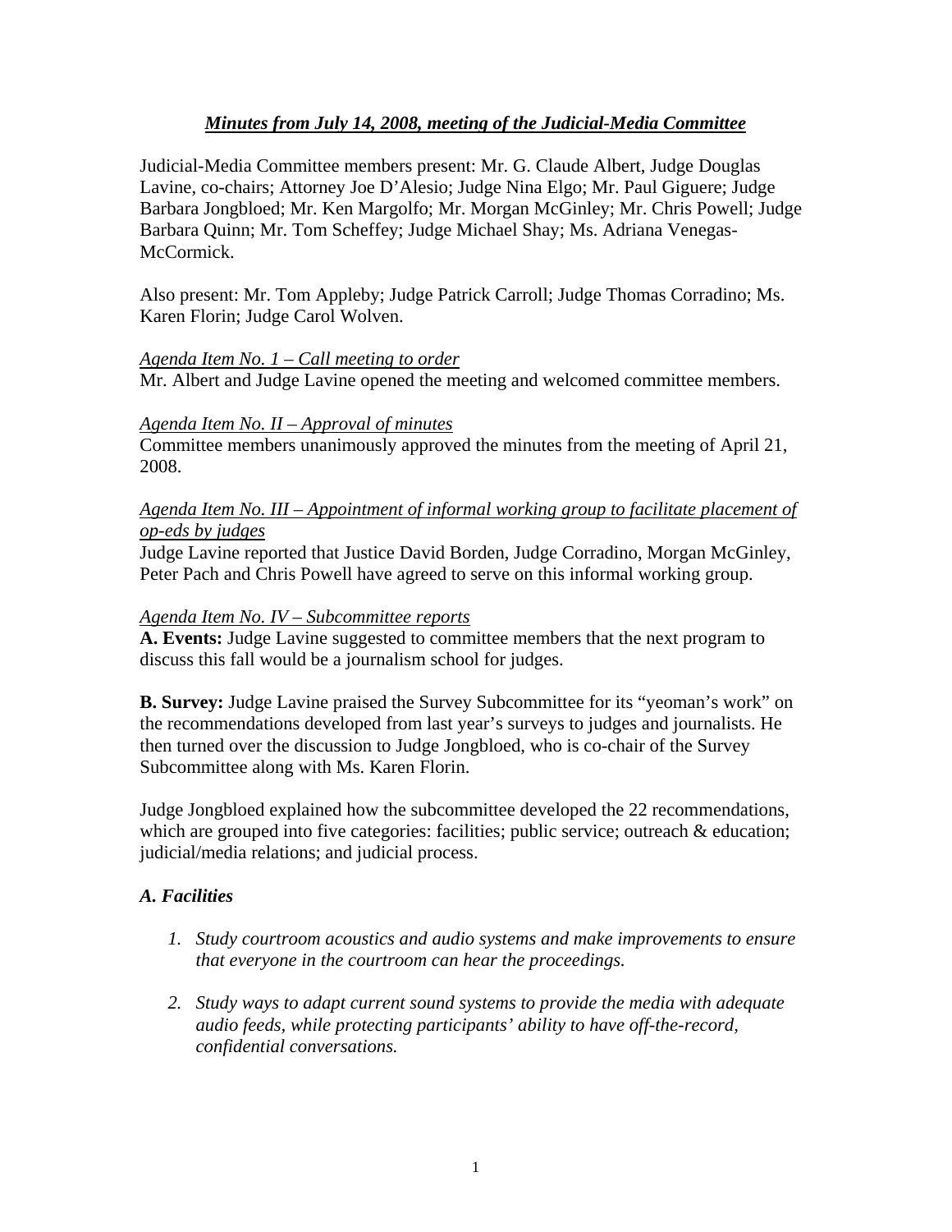# *Minutes from July 14, 2008, meeting of the Judicial-Media Committee*

Judicial-Media Committee members present: Mr. G. Claude Albert, Judge Douglas Lavine, co-chairs; Attorney Joe D'Alesio; Judge Nina Elgo; Mr. Paul Giguere; Judge Barbara Jongbloed; Mr. Ken Margolfo; Mr. Morgan McGinley; Mr. Chris Powell; Judge Barbara Quinn; Mr. Tom Scheffey; Judge Michael Shay; Ms. Adriana Venegas-McCormick.

Also present: Mr. Tom Appleby; Judge Patrick Carroll; Judge Thomas Corradino; Ms. Karen Florin; Judge Carol Wolven.

*Agenda Item No. 1 – Call meeting to order*

Mr. Albert and Judge Lavine opened the meeting and welcomed committee members.

*Agenda Item No. II – Approval of minutes*

Committee members unanimously approved the minutes from the meeting of April 21, 2008.

*Agenda Item No. III – Appointment of informal working group to facilitate placement of op-eds by judges*

Judge Lavine reported that Justice David Borden, Judge Corradino, Morgan McGinley, Peter Pach and Chris Powell have agreed to serve on this informal working group.

*Agenda Item No. IV – Subcommittee reports*

**A. Events:** Judge Lavine suggested to committee members that the next program to discuss this fall would be a journalism school for judges.

**B. Survey:** Judge Lavine praised the Survey Subcommittee for its "yeoman's work" on the recommendations developed from last year's surveys to judges and journalists. He then turned over the discussion to Judge Jongbloed, who is co-chair of the Survey Subcommittee along with Ms. Karen Florin.

Judge Jongbloed explained how the subcommittee developed the 22 recommendations, which are grouped into five categories: facilities; public service; outreach & education; judicial/media relations; and judicial process.

### *A. Facilities*

1. *Study courtroom acoustics and audio systems and make improvements to ensure that everyone in the courtroom can hear the proceedings.*
2. *Study ways to adapt current sound systems to provide the media with adequate audio feeds, while protecting participants' ability to have off-the-record, confidential conversations.*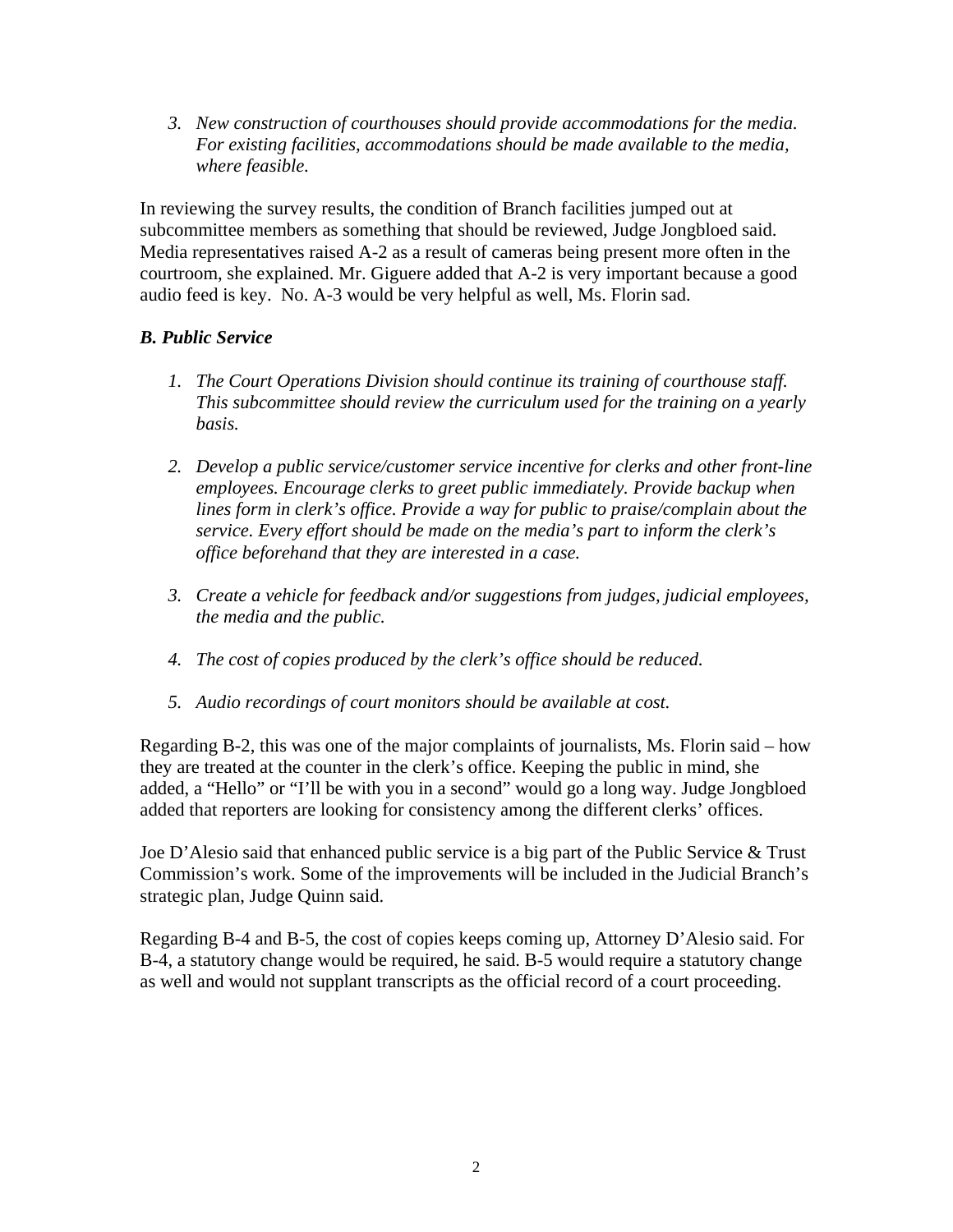3. *New construction of courthouses should provide accommodations for the media. For existing facilities, accommodations should be made available to the media, where feasible.*

In reviewing the survey results, the condition of Branch facilities jumped out at subcommittee members as something that should be reviewed, Judge Jongbloed said. Media representatives raised A-2 as a result of cameras being present more often in the courtroom, she explained. Mr. Giguere added that A-2 is very important because a good audio feed is key. No. A-3 would be very helpful as well, Ms. Florin sad.

### *B. Public Service*

1. *The Court Operations Division should continue its training of courthouse staff. This subcommittee should review the curriculum used for the training on a yearly basis.*

2. *Develop a public service/customer service incentive for clerks and other front-line employees. Encourage clerks to greet public immediately. Provide backup when lines form in clerk's office. Provide a way for public to praise/complain about the service. Every effort should be made on the media's part to inform the clerk's office beforehand that they are interested in a case.*

3. *Create a vehicle for feedback and/or suggestions from judges, judicial employees, the media and the public.*

4. *The cost of copies produced by the clerk's office should be reduced.*

5. *Audio recordings of court monitors should be available at cost.*

Regarding B-2, this was one of the major complaints of journalists, Ms. Florin said – how they are treated at the counter in the clerk's office. Keeping the public in mind, she added, a "Hello" or "I'll be with you in a second" would go a long way. Judge Jongbloed added that reporters are looking for consistency among the different clerks' offices.

Joe D'Alesio said that enhanced public service is a big part of the Public Service & Trust Commission's work. Some of the improvements will be included in the Judicial Branch's strategic plan, Judge Quinn said.

Regarding B-4 and B-5, the cost of copies keeps coming up, Attorney D'Alesio said. For B-4, a statutory change would be required, he said. B-5 would require a statutory change as well and would not supplant transcripts as the official record of a court proceeding.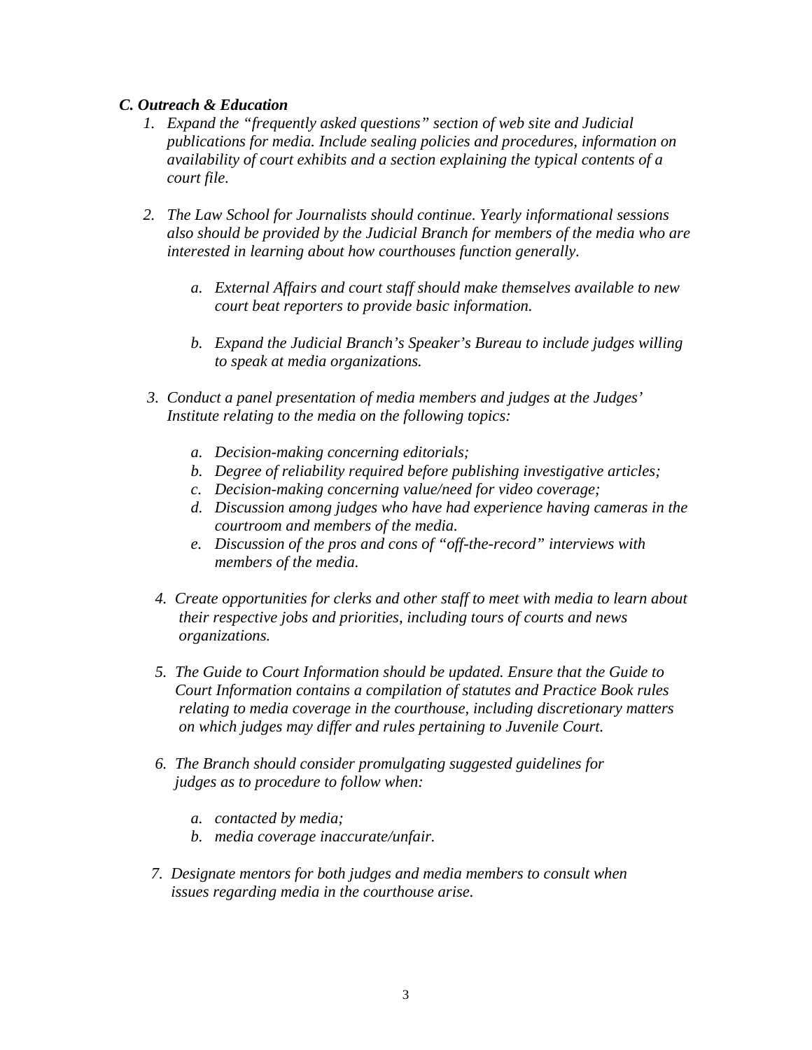### *C. Outreach & Education*

1. *Expand the "frequently asked questions" section of web site and Judicial publications for media. Include sealing policies and procedures, information on availability of court exhibits and a section explaining the typical contents of a court file.*

2. *The Law School for Journalists should continue. Yearly informational sessions also should be provided by the Judicial Branch for members of the media who are interested in learning about how courthouses function generally.*

    a. *External Affairs and court staff should make themselves available to new court beat reporters to provide basic information.*

    b. *Expand the Judicial Branch's Speaker's Bureau to include judges willing to speak at media organizations.*

3. *Conduct a panel presentation of media members and judges at the Judges' Institute relating to the media on the following topics:*

    a. *Decision-making concerning editorials;*
    b. *Degree of reliability required before publishing investigative articles;*
    c. *Decision-making concerning value/need for video coverage;*
    d. *Discussion among judges who have had experience having cameras in the courtroom and members of the media.*
    e. *Discussion of the pros and cons of "off-the-record" interviews with members of the media.*

4. *Create opportunities for clerks and other staff to meet with media to learn about their respective jobs and priorities, including tours of courts and news organizations.*

5. *The Guide to Court Information should be updated. Ensure that the Guide to Court Information contains a compilation of statutes and Practice Book rules relating to media coverage in the courthouse, including discretionary matters on which judges may differ and rules pertaining to Juvenile Court.*

6. *The Branch should consider promulgating suggested guidelines for judges as to procedure to follow when:*

    a. *contacted by media;*
    b. *media coverage inaccurate/unfair.*

7. *Designate mentors for both judges and media members to consult when issues regarding media in the courthouse arise.*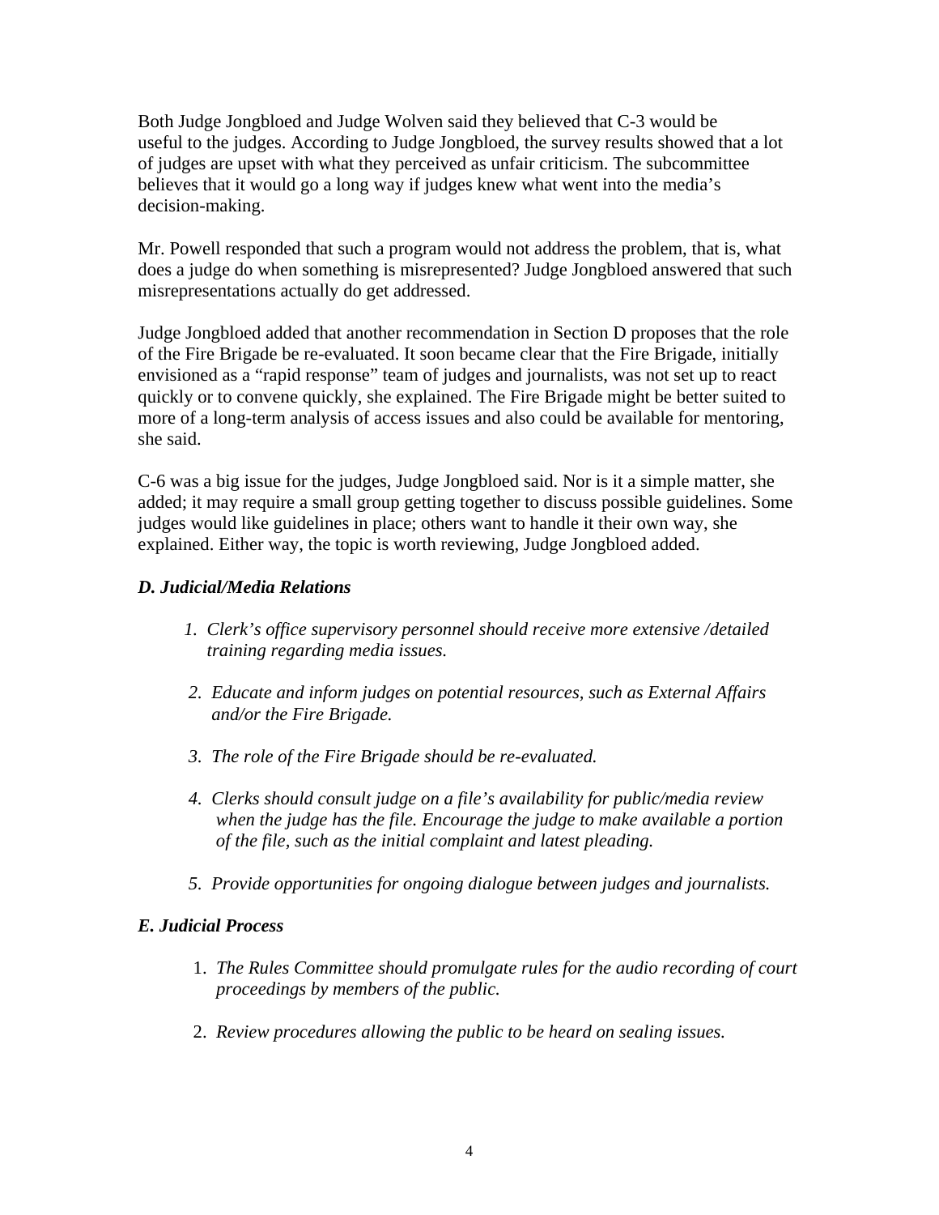Both Judge Jongbloed and Judge Wolven said they believed that C-3 would be useful to the judges. According to Judge Jongbloed, the survey results showed that a lot of judges are upset with what they perceived as unfair criticism. The subcommittee believes that it would go a long way if judges knew what went into the media's decision-making.

Mr. Powell responded that such a program would not address the problem, that is, what does a judge do when something is misrepresented? Judge Jongbloed answered that such misrepresentations actually do get addressed.

Judge Jongbloed added that another recommendation in Section D proposes that the role of the Fire Brigade be re-evaluated. It soon became clear that the Fire Brigade, initially envisioned as a "rapid response" team of judges and journalists, was not set up to react quickly or to convene quickly, she explained. The Fire Brigade might be better suited to more of a long-term analysis of access issues and also could be available for mentoring, she said.

C-6 was a big issue for the judges, Judge Jongbloed said. Nor is it a simple matter, she added; it may require a small group getting together to discuss possible guidelines. Some judges would like guidelines in place; others want to handle it their own way, she explained. Either way, the topic is worth reviewing, Judge Jongbloed added.

### *D. Judicial/Media Relations*

1. *Clerk's office supervisory personnel should receive more extensive /detailed training regarding media issues.*
2. *Educate and inform judges on potential resources, such as External Affairs and/or the Fire Brigade.*
3. *The role of the Fire Brigade should be re-evaluated.*
4. *Clerks should consult judge on a file's availability for public/media review when the judge has the file. Encourage the judge to make available a portion of the file, such as the initial complaint and latest pleading.*
5. *Provide opportunities for ongoing dialogue between judges and journalists.*

### *E. Judicial Process*

1. *The Rules Committee should promulgate rules for the audio recording of court proceedings by members of the public.*
2. *Review procedures allowing the public to be heard on sealing issues.*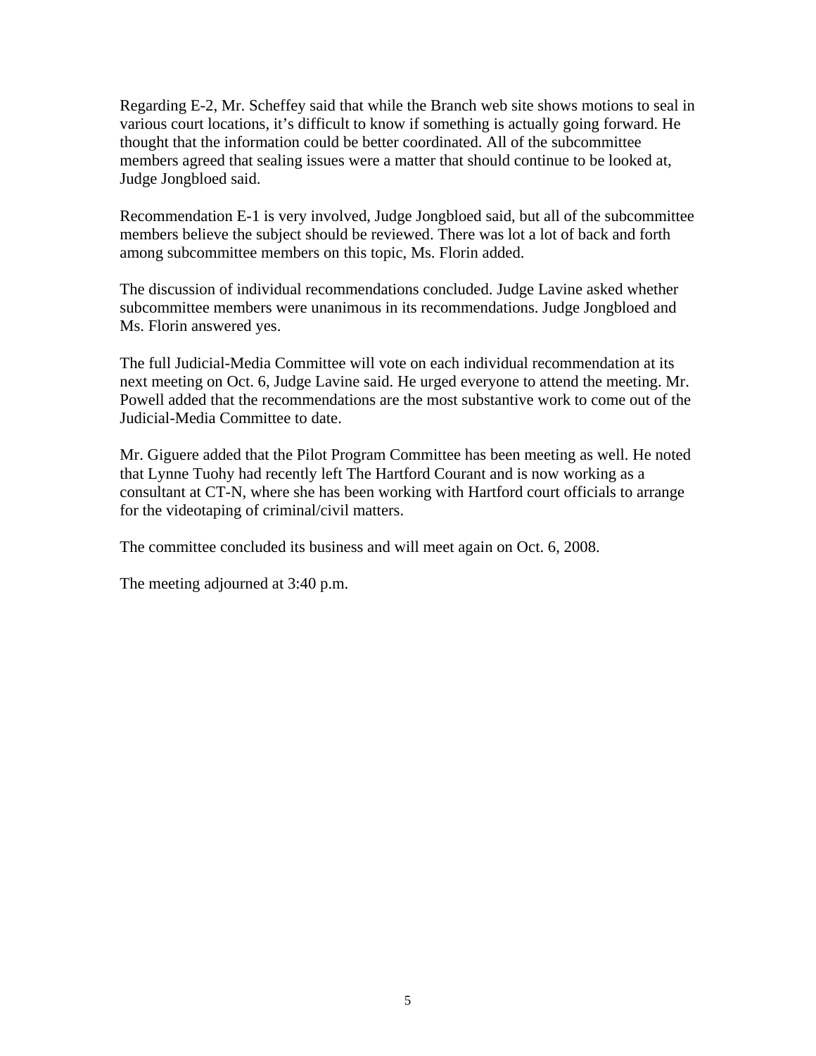Regarding E-2, Mr. Scheffey said that while the Branch web site shows motions to seal in various court locations, it's difficult to know if something is actually going forward. He thought that the information could be better coordinated. All of the subcommittee members agreed that sealing issues were a matter that should continue to be looked at, Judge Jongbloed said.

Recommendation E-1 is very involved, Judge Jongbloed said, but all of the subcommittee members believe the subject should be reviewed. There was lot a lot of back and forth among subcommittee members on this topic, Ms. Florin added.

The discussion of individual recommendations concluded. Judge Lavine asked whether subcommittee members were unanimous in its recommendations. Judge Jongbloed and Ms. Florin answered yes.

The full Judicial-Media Committee will vote on each individual recommendation at its next meeting on Oct. 6, Judge Lavine said. He urged everyone to attend the meeting. Mr. Powell added that the recommendations are the most substantive work to come out of the Judicial-Media Committee to date.

Mr. Giguere added that the Pilot Program Committee has been meeting as well. He noted that Lynne Tuohy had recently left The Hartford Courant and is now working as a consultant at CT-N, where she has been working with Hartford court officials to arrange for the videotaping of criminal/civil matters.

The committee concluded its business and will meet again on Oct. 6, 2008.

The meeting adjourned at 3:40 p.m.